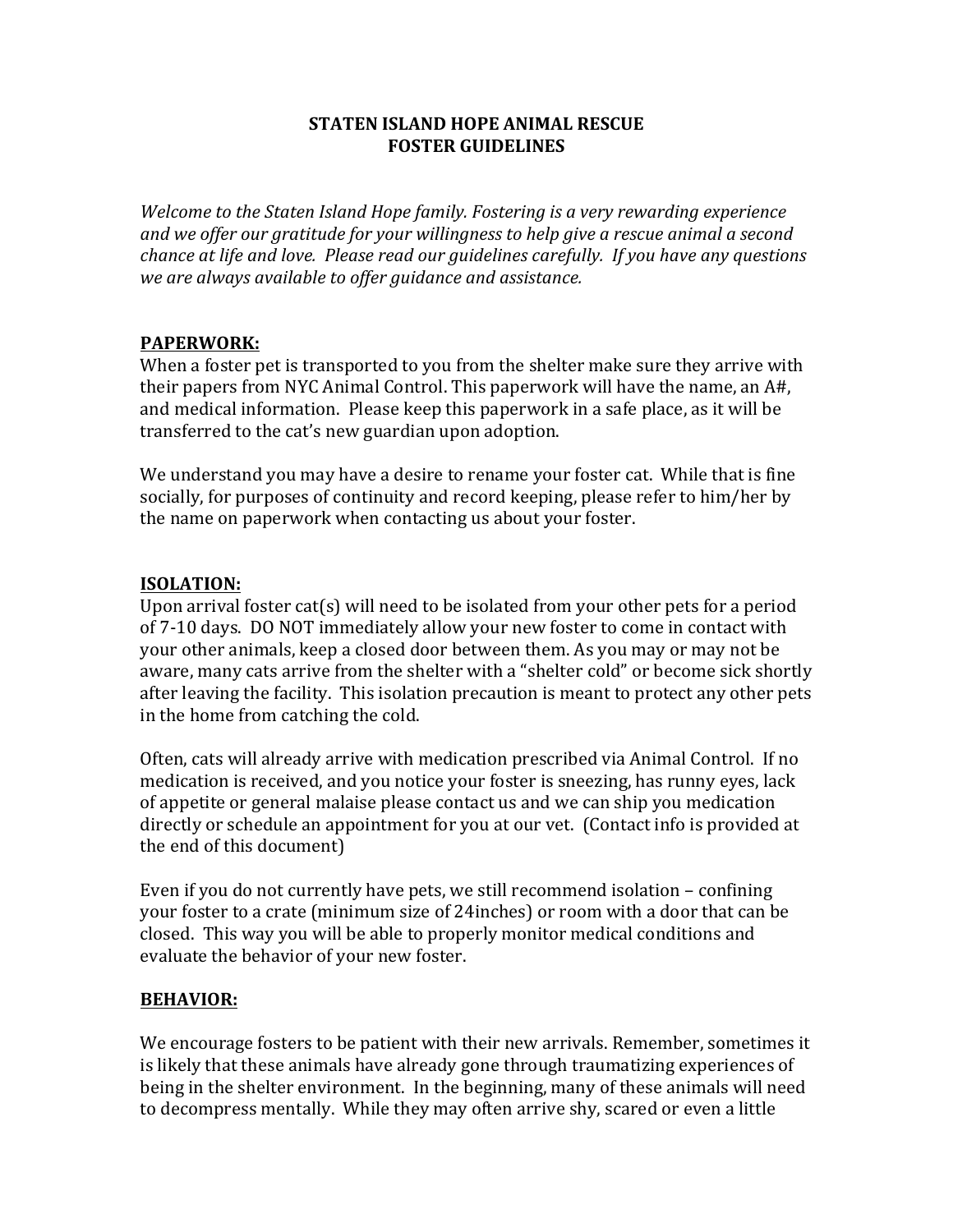# STATEN ISLAND HOPE ANIMAL RESCUE
# FOSTER GUIDELINES

*Welcome to the Staten Island Hope family. Fostering is a very rewarding experience and we offer our gratitude for your willingness to help give a rescue animal a second chance at life and love. Please read our guidelines carefully. If you have any questions we are always available to offer guidance and assistance.*

## PAPERWORK:

When a foster pet is transported to you from the shelter make sure they arrive with their papers from NYC Animal Control. This paperwork will have the name, an A#, and medical information. Please keep this paperwork in a safe place, as it will be transferred to the cat's new guardian upon adoption.

We understand you may have a desire to rename your foster cat. While that is fine socially, for purposes of continuity and record keeping, please refer to him/her by the name on paperwork when contacting us about your foster.

## ISOLATION:

Upon arrival foster cat(s) will need to be isolated from your other pets for a period of 7-10 days. DO NOT immediately allow your new foster to come in contact with your other animals, keep a closed door between them. As you may or may not be aware, many cats arrive from the shelter with a "shelter cold" or become sick shortly after leaving the facility. This isolation precaution is meant to protect any other pets in the home from catching the cold.

Often, cats will already arrive with medication prescribed via Animal Control. If no medication is received, and you notice your foster is sneezing, has runny eyes, lack of appetite or general malaise please contact us and we can ship you medication directly or schedule an appointment for you at our vet. (Contact info is provided at the end of this document)

Even if you do not currently have pets, we still recommend isolation – confining your foster to a crate (minimum size of 24inches) or room with a door that can be closed. This way you will be able to properly monitor medical conditions and evaluate the behavior of your new foster.

## BEHAVIOR:

We encourage fosters to be patient with their new arrivals. Remember, sometimes it is likely that these animals have already gone through traumatizing experiences of being in the shelter environment. In the beginning, many of these animals will need to decompress mentally. While they may often arrive shy, scared or even a little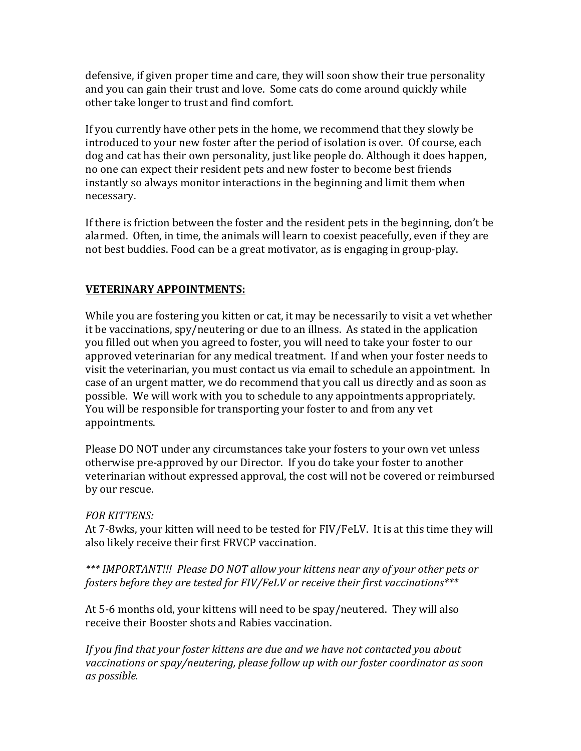defensive, if given proper time and care, they will soon show their true personality and you can gain their trust and love. Some cats do come around quickly while other take longer to trust and find comfort.

If you currently have other pets in the home, we recommend that they slowly be introduced to your new foster after the period of isolation is over. Of course, each dog and cat has their own personality, just like people do. Although it does happen, no one can expect their resident pets and new foster to become best friends instantly so always monitor interactions in the beginning and limit them when necessary.

If there is friction between the foster and the resident pets in the beginning, don't be alarmed. Often, in time, the animals will learn to coexist peacefully, even if they are not best buddies. Food can be a great motivator, as is engaging in group-play.

## **VETERINARY APPOINTMENTS:**

While you are fostering you kitten or cat, it may be necessarily to visit a vet whether it be vaccinations, spy/neutering or due to an illness. As stated in the application you filled out when you agreed to foster, you will need to take your foster to our approved veterinarian for any medical treatment. If and when your foster needs to visit the veterinarian, you must contact us via email to schedule an appointment. In case of an urgent matter, we do recommend that you call us directly and as soon as possible. We will work with you to schedule to any appointments appropriately. You will be responsible for transporting your foster to and from any vet appointments.

Please DO NOT under any circumstances take your fosters to your own vet unless otherwise pre-approved by our Director. If you do take your foster to another veterinarian without expressed approval, the cost will not be covered or reimbursed by our rescue.

*FOR KITTENS:*
At 7-8wks, your kitten will need to be tested for FIV/FeLV. It is at this time they will also likely receive their first FRVCP vaccination.

****** IMPORTANT!!! Please DO NOT allow your kittens near any of your other pets or fosters before they are tested for FIV/FeLV or receive their first vaccinations****

At 5-6 months old, your kittens will need to be spay/neutered. They will also receive their Booster shots and Rabies vaccination.

*If you find that your foster kittens are due and we have not contacted you about vaccinations or spay/neutering, please follow up with our foster coordinator as soon as possible.*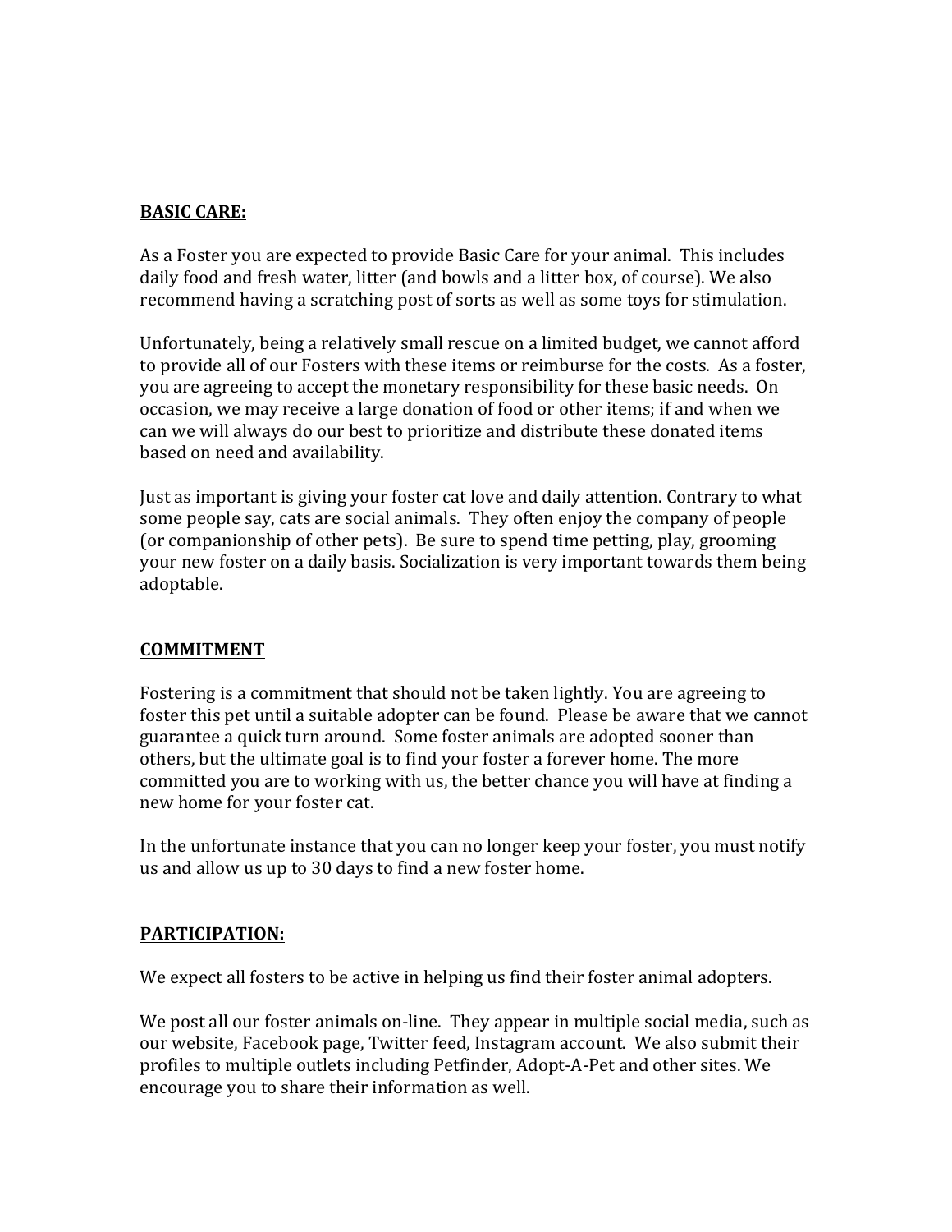**BASIC CARE:**

As a Foster you are expected to provide Basic Care for your animal. This includes daily food and fresh water, litter (and bowls and a litter box, of course). We also recommend having a scratching post of sorts as well as some toys for stimulation.

Unfortunately, being a relatively small rescue on a limited budget, we cannot afford to provide all of our Fosters with these items or reimburse for the costs. As a foster, you are agreeing to accept the monetary responsibility for these basic needs. On occasion, we may receive a large donation of food or other items; if and when we can we will always do our best to prioritize and distribute these donated items based on need and availability.

Just as important is giving your foster cat love and daily attention. Contrary to what some people say, cats are social animals. They often enjoy the company of people (or companionship of other pets). Be sure to spend time petting, play, grooming your new foster on a daily basis. Socialization is very important towards them being adoptable.

**COMMITMENT**

Fostering is a commitment that should not be taken lightly. You are agreeing to foster this pet until a suitable adopter can be found. Please be aware that we cannot guarantee a quick turn around. Some foster animals are adopted sooner than others, but the ultimate goal is to find your foster a forever home. The more committed you are to working with us, the better chance you will have at finding a new home for your foster cat.

In the unfortunate instance that you can no longer keep your foster, you must notify us and allow us up to 30 days to find a new foster home.

**PARTICIPATION:**

We expect all fosters to be active in helping us find their foster animal adopters.

We post all our foster animals on-line. They appear in multiple social media, such as our website, Facebook page, Twitter feed, Instagram account. We also submit their profiles to multiple outlets including Petfinder, Adopt-A-Pet and other sites. We encourage you to share their information as well.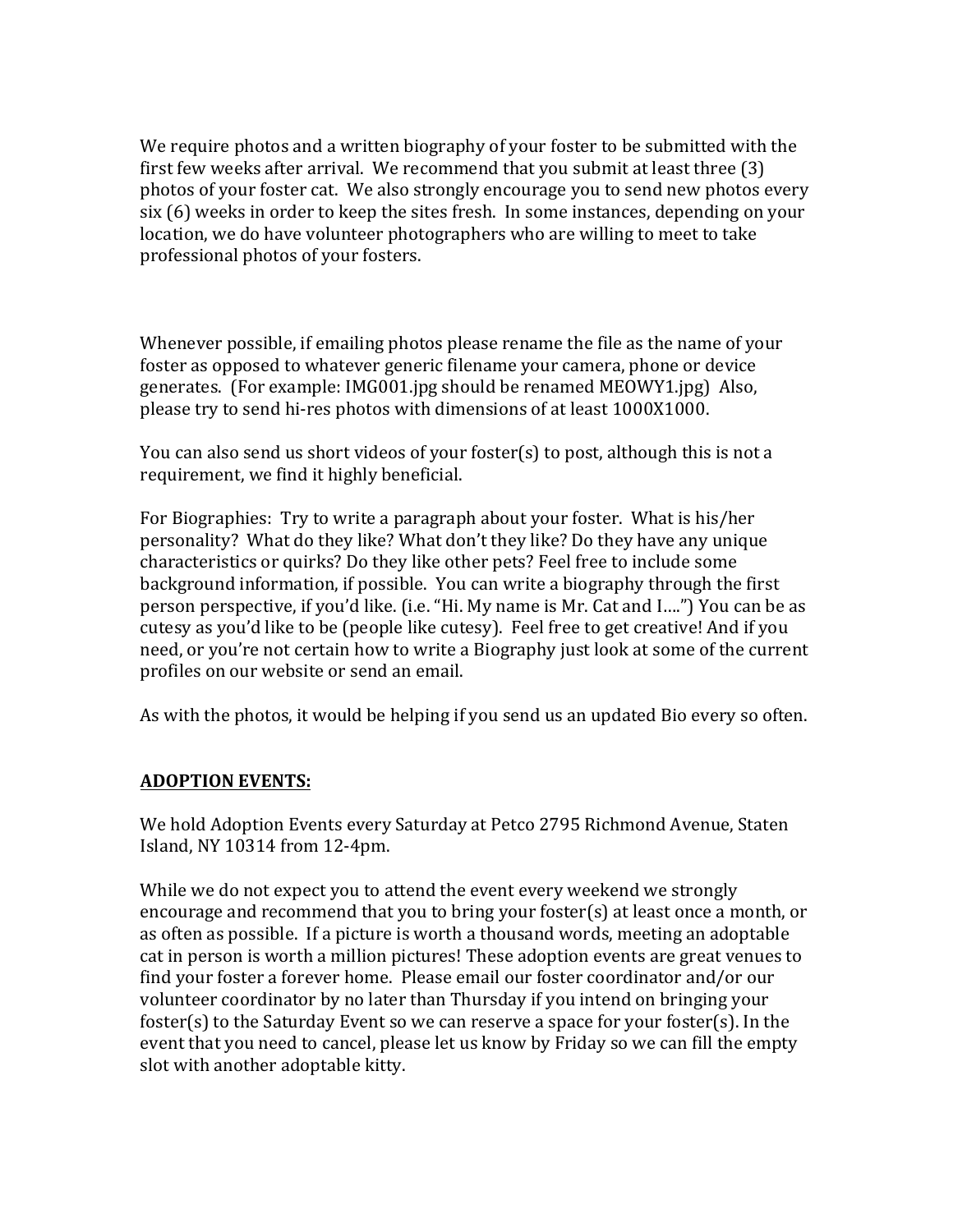We require photos and a written biography of your foster to be submitted with the first few weeks after arrival. We recommend that you submit at least three (3) photos of your foster cat. We also strongly encourage you to send new photos every six (6) weeks in order to keep the sites fresh. In some instances, depending on your location, we do have volunteer photographers who are willing to meet to take professional photos of your fosters.

Whenever possible, if emailing photos please rename the file as the name of your foster as opposed to whatever generic filename your camera, phone or device generates. (For example: IMG001.jpg should be renamed MEOWY1.jpg) Also, please try to send hi-res photos with dimensions of at least 1000X1000.

You can also send us short videos of your foster(s) to post, although this is not a requirement, we find it highly beneficial.

For Biographies: Try to write a paragraph about your foster. What is his/her personality? What do they like? What don't they like? Do they have any unique characteristics or quirks? Do they like other pets? Feel free to include some background information, if possible. You can write a biography through the first person perspective, if you'd like. (i.e. "Hi. My name is Mr. Cat and I….") You can be as cutesy as you'd like to be (people like cutesy). Feel free to get creative! And if you need, or you're not certain how to write a Biography just look at some of the current profiles on our website or send an email.

As with the photos, it would be helping if you send us an updated Bio every so often.

**ADOPTION EVENTS:**

We hold Adoption Events every Saturday at Petco 2795 Richmond Avenue, Staten Island, NY 10314 from 12-4pm.

While we do not expect you to attend the event every weekend we strongly encourage and recommend that you to bring your foster(s) at least once a month, or as often as possible. If a picture is worth a thousand words, meeting an adoptable cat in person is worth a million pictures! These adoption events are great venues to find your foster a forever home. Please email our foster coordinator and/or our volunteer coordinator by no later than Thursday if you intend on bringing your foster(s) to the Saturday Event so we can reserve a space for your foster(s). In the event that you need to cancel, please let us know by Friday so we can fill the empty slot with another adoptable kitty.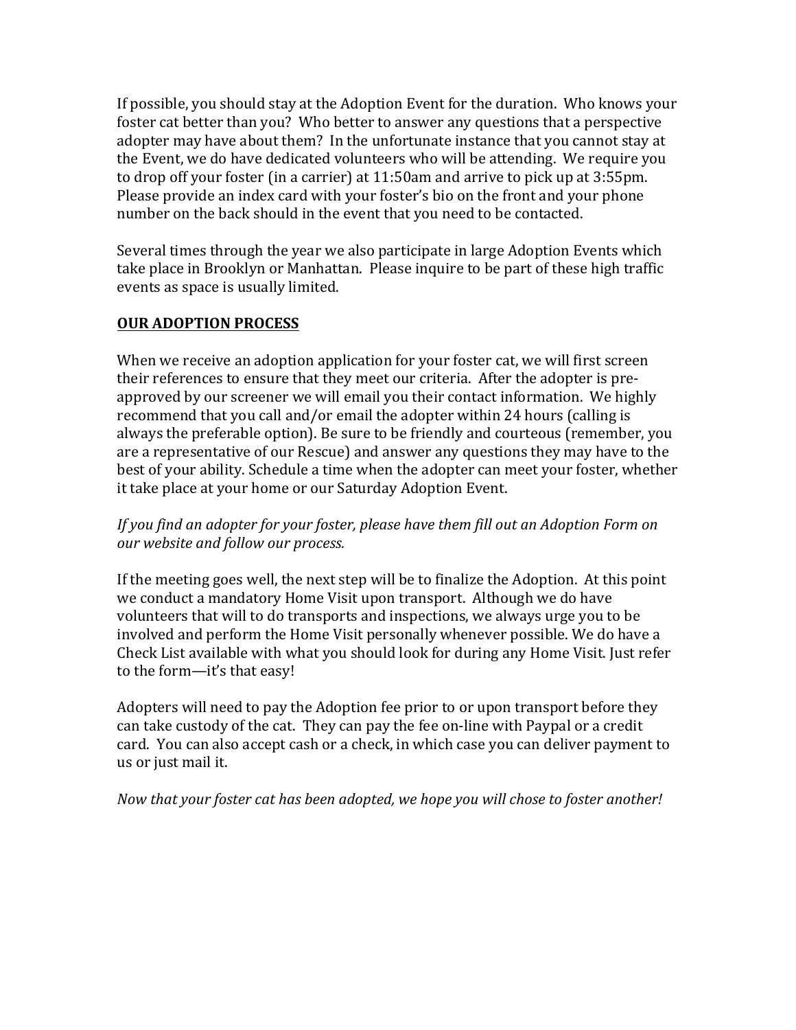If possible, you should stay at the Adoption Event for the duration. Who knows your foster cat better than you? Who better to answer any questions that a perspective adopter may have about them? In the unfortunate instance that you cannot stay at the Event, we do have dedicated volunteers who will be attending. We require you to drop off your foster (in a carrier) at 11:50am and arrive to pick up at 3:55pm. Please provide an index card with your foster's bio on the front and your phone number on the back should in the event that you need to be contacted.

Several times through the year we also participate in large Adoption Events which take place in Brooklyn or Manhattan. Please inquire to be part of these high traffic events as space is usually limited.

## <u>**OUR ADOPTION PROCESS**</u>

When we receive an adoption application for your foster cat, we will first screen their references to ensure that they meet our criteria. After the adopter is pre-approved by our screener we will email you their contact information. We highly recommend that you call and/or email the adopter within 24 hours (calling is always the preferable option). Be sure to be friendly and courteous (remember, you are a representative of our Rescue) and answer any questions they may have to the best of your ability. Schedule a time when the adopter can meet your foster, whether it take place at your home or our Saturday Adoption Event.

*If you find an adopter for your foster, please have them fill out an Adoption Form on our website and follow our process.*

If the meeting goes well, the next step will be to finalize the Adoption. At this point we conduct a mandatory Home Visit upon transport. Although we do have volunteers that will to do transports and inspections, we always urge you to be involved and perform the Home Visit personally whenever possible. We do have a Check List available with what you should look for during any Home Visit. Just refer to the form—it's that easy!

Adopters will need to pay the Adoption fee prior to or upon transport before they can take custody of the cat. They can pay the fee on-line with Paypal or a credit card. You can also accept cash or a check, in which case you can deliver payment to us or just mail it.

*Now that your foster cat has been adopted, we hope you will chose to foster another!*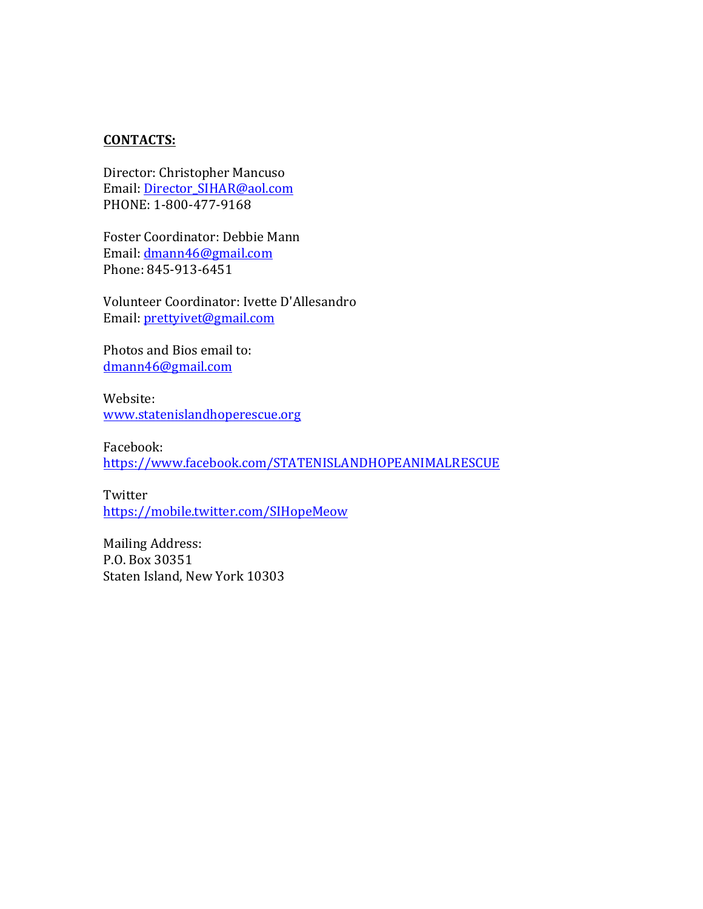**CONTACTS:**

Director: Christopher Mancuso
Email: Director_SIHAR@aol.com
PHONE: 1-800-477-9168

Foster Coordinator: Debbie Mann
Email: dmann46@gmail.com
Phone: 845-913-6451

Volunteer Coordinator: Ivette D'Allesandro
Email: prettyivet@gmail.com

Photos and Bios email to:
dmann46@gmail.com

Website:
www.statenislandhoperescue.org

Facebook:
https://www.facebook.com/STATENISLANDHOPEANIMALRESCUE

Twitter
https://mobile.twitter.com/SIHopeMeow

Mailing Address:
P.O. Box 30351
Staten Island, New York 10303